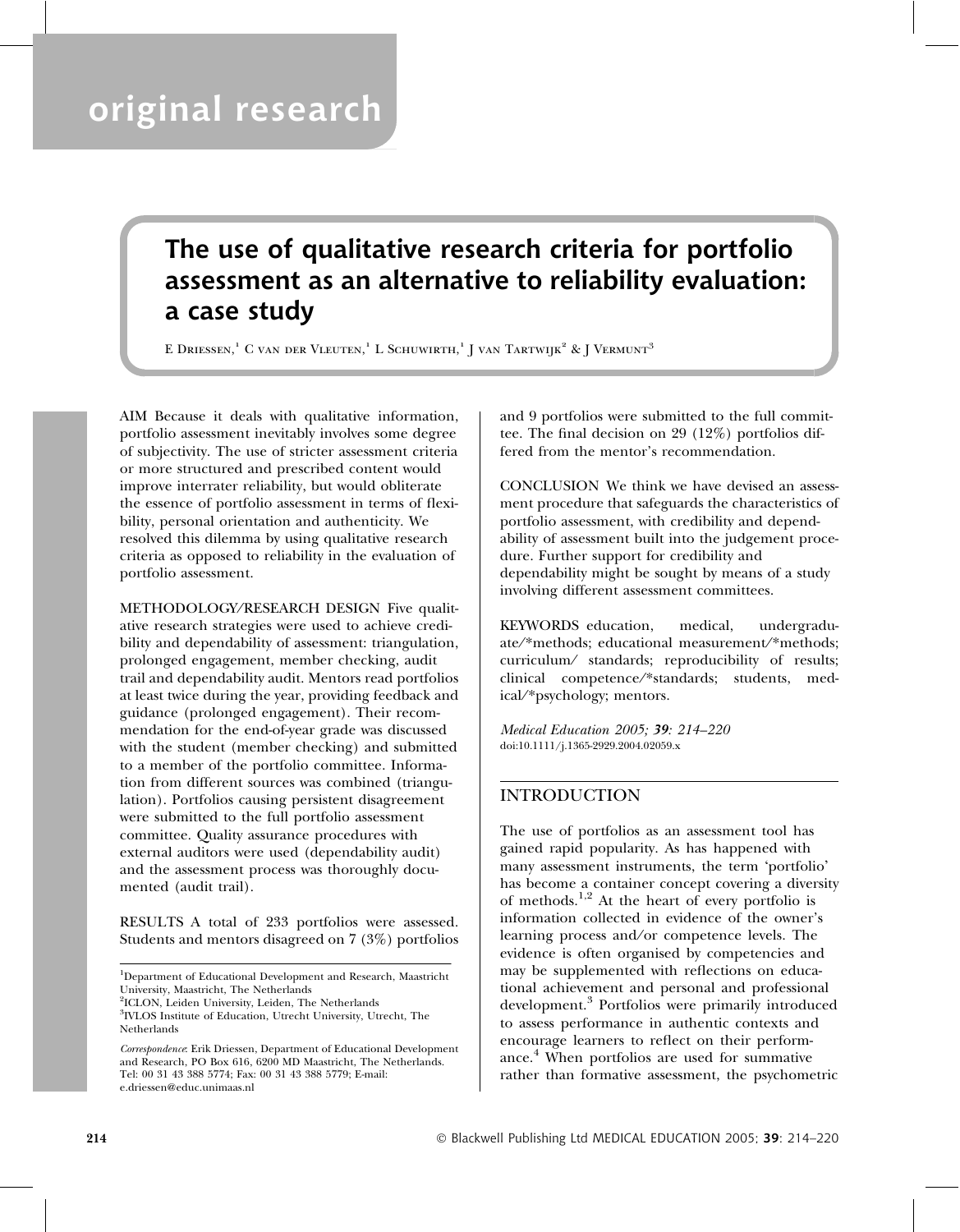original research

# The use of qualitative research criteria for portfolio assessment as an alternative to reliability evaluation: a case study

E Driessen,[1] C van der Vleuten,[1] L Schuwirth,[1] J van Tartwijk[2] & J Vermunt[3]

AIM Because it deals with qualitative information, portfolio assessment inevitably involves some degree of subjectivity. The use of stricter assessment criteria or more structured and prescribed content would improve interrater reliability, but would obliterate the essence of portfolio assessment in terms of flexibility, personal orientation and authenticity. We resolved this dilemma by using qualitative research criteria as opposed to reliability in the evaluation of portfolio assessment.

METHODOLOGY/RESEARCH DESIGN Five qualitative research strategies were used to achieve credibility and dependability of assessment: triangulation, prolonged engagement, member checking, audit trail and dependability audit. Mentors read portfolios at least twice during the year, providing feedback and guidance (prolonged engagement). Their recommendation for the end-of-year grade was discussed with the student (member checking) and submitted to a member of the portfolio committee. Information from different sources was combined (triangulation). Portfolios causing persistent disagreement were submitted to the full portfolio assessment committee. Quality assurance procedures with external auditors were used (dependability audit) and the assessment process was thoroughly documented (audit trail).

RESULTS A total of 233 portfolios were assessed. Students and mentors disagreed on 7 (3%) portfolios and 9 portfolios were submitted to the full committee. The final decision on 29 (12%) portfolios differed from the mentor's recommendation.

CONCLUSION We think we have devised an assessment procedure that safeguards the characteristics of portfolio assessment, with credibility and dependability of assessment built into the judgement procedure. Further support for credibility and dependability might be sought by means of a study involving different assessment committees.

KEYWORDS education, medical, undergraduate/*methods; educational measurement/*methods; curriculum/ standards; reproducibility of results; clinical competence/*standards; students, medical/*psychology; mentors.

*Medical Education 2005; **39**: 214–220*
doi:10.1111/j.1365-2929.2004.02059.x

[1]Department of Educational Development and Research, Maastricht University, Maastricht, The Netherlands
[2]ICLON, Leiden University, Leiden, The Netherlands
[3]IVLOS Institute of Education, Utrecht University, Utrecht, The Netherlands

*Correspondence*: Erik Driessen, Department of Educational Development and Research, PO Box 616, 6200 MD Maastricht, The Netherlands. Tel: 00 31 43 388 5774; Fax: 00 31 43 388 5779; E-mail: e.driessen@educ.unimaas.nl

## INTRODUCTION

The use of portfolios as an assessment tool has gained rapid popularity. As has happened with many assessment instruments, the term 'portfolio' has become a container concept covering a diversity of methods.[1,2] At the heart of every portfolio is information collected in evidence of the owner's learning process and/or competence levels. The evidence is often organised by competencies and may be supplemented with reflections on educational achievement and personal and professional development.[3] Portfolios were primarily introduced to assess performance in authentic contexts and encourage learners to reflect on their performance.[4] When portfolios are used for summative rather than formative assessment, the psychometric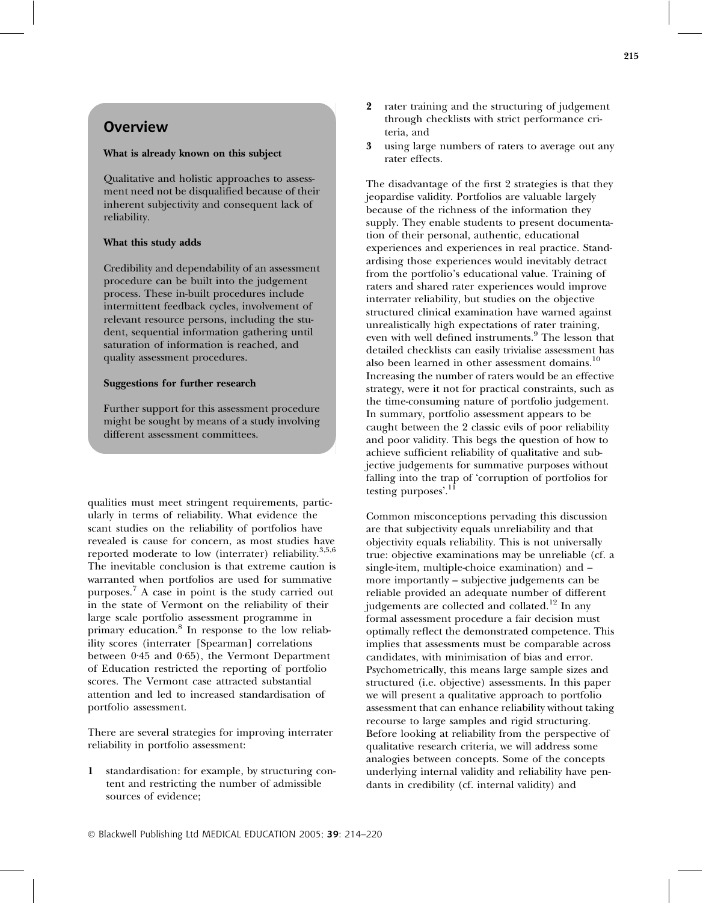## Overview

**What is already known on this subject**

Qualitative and holistic approaches to assessment need not be disqualified because of their inherent subjectivity and consequent lack of reliability.

**What this study adds**

Credibility and dependability of an assessment procedure can be built into the judgement process. These in-built procedures include intermittent feedback cycles, involvement of relevant resource persons, including the student, sequential information gathering until saturation of information is reached, and quality assessment procedures.

**Suggestions for further research**

Further support for this assessment procedure might be sought by means of a study involving different assessment committees.

qualities must meet stringent requirements, particularly in terms of reliability. What evidence the scant studies on the reliability of portfolios have revealed is cause for concern, as most studies have reported moderate to low (interrater) reliability.[3,5,6] The inevitable conclusion is that extreme caution is warranted when portfolios are used for summative purposes.[7] A case in point is the study carried out in the state of Vermont on the reliability of their large scale portfolio assessment programme in primary education.[8] In response to the low reliability scores (interrater [Spearman] correlations between 0·45 and 0·65), the Vermont Department of Education restricted the reporting of portfolio scores. The Vermont case attracted substantial attention and led to increased standardisation of portfolio assessment.

There are several strategies for improving interrater reliability in portfolio assessment:

1. standardisation: for example, by structuring content and restricting the number of admissible sources of evidence;
2. rater training and the structuring of judgement through checklists with strict performance criteria, and
3. using large numbers of raters to average out any rater effects.

The disadvantage of the first 2 strategies is that they jeopardise validity. Portfolios are valuable largely because of the richness of the information they supply. They enable students to present documentation of their personal, authentic, educational experiences and experiences in real practice. Standardising those experiences would inevitably detract from the portfolio's educational value. Training of raters and shared rater experiences would improve interrater reliability, but studies on the objective structured clinical examination have warned against unrealistically high expectations of rater training, even with well defined instruments.[9] The lesson that detailed checklists can easily trivialise assessment has also been learned in other assessment domains.[10] Increasing the number of raters would be an effective strategy, were it not for practical constraints, such as the time-consuming nature of portfolio judgement. In summary, portfolio assessment appears to be caught between the 2 classic evils of poor reliability and poor validity. This begs the question of how to achieve sufficient reliability of qualitative and subjective judgements for summative purposes without falling into the trap of 'corruption of portfolios for testing purposes'.[11]

Common misconceptions pervading this discussion are that subjectivity equals unreliability and that objectivity equals reliability. This is not universally true: objective examinations may be unreliable (cf. a single-item, multiple-choice examination) and – more importantly – subjective judgements can be reliable provided an adequate number of different judgements are collected and collated.[12] In any formal assessment procedure a fair decision must optimally reflect the demonstrated competence. This implies that assessments must be comparable across candidates, with minimisation of bias and error. Psychometrically, this means large sample sizes and structured (i.e. objective) assessments. In this paper we will present a qualitative approach to portfolio assessment that can enhance reliability without taking recourse to large samples and rigid structuring. Before looking at reliability from the perspective of qualitative research criteria, we will address some analogies between concepts. Some of the concepts underlying internal validity and reliability have pendants in credibility (cf. internal validity) and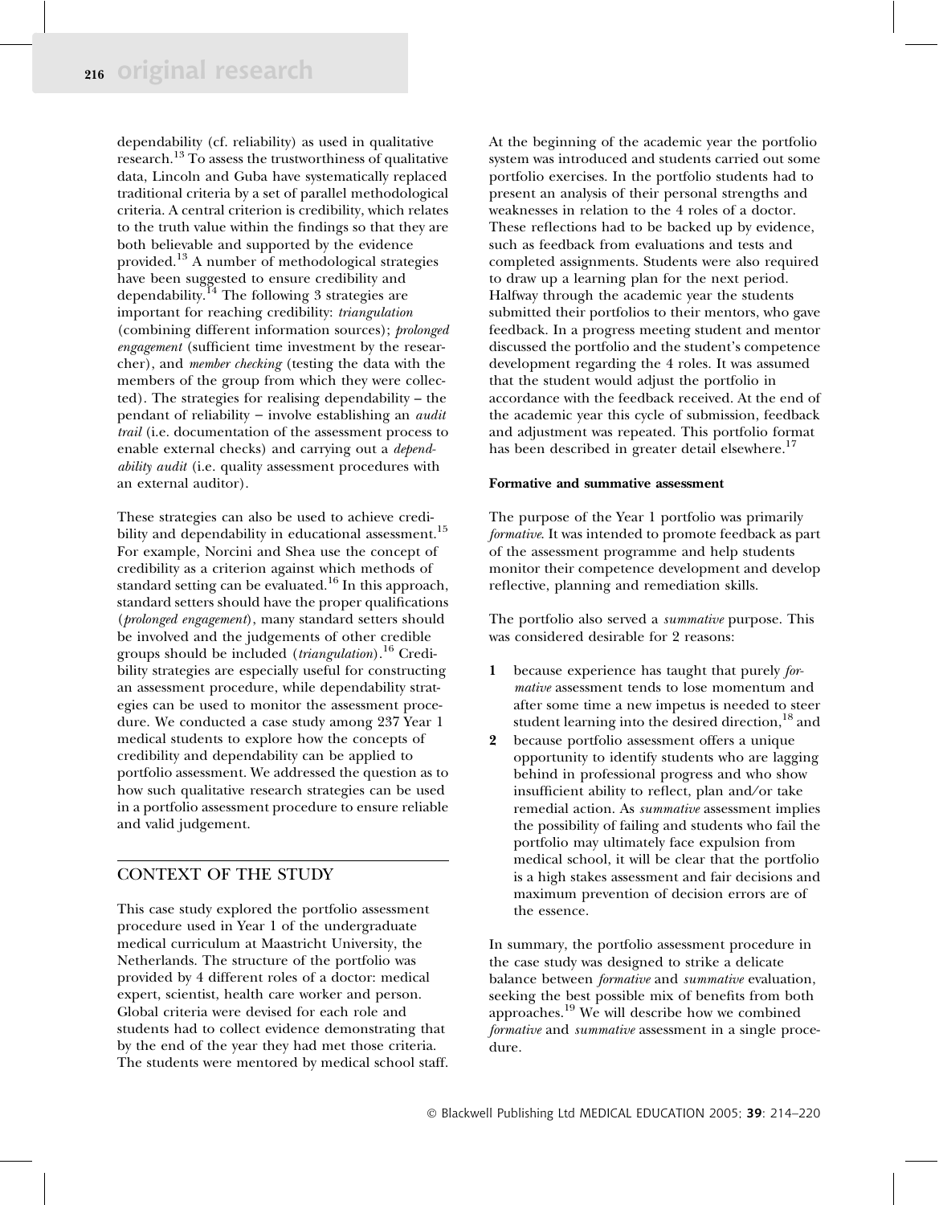dependability (cf. reliability) as used in qualitative research.[13] To assess the trustworthiness of qualitative data, Lincoln and Guba have systematically replaced traditional criteria by a set of parallel methodological criteria. A central criterion is credibility, which relates to the truth value within the findings so that they are both believable and supported by the evidence provided.[13] A number of methodological strategies have been suggested to ensure credibility and dependability.[14] The following 3 strategies are important for reaching credibility: *triangulation* (combining different information sources); *prolonged engagement* (sufficient time investment by the researcher), and *member checking* (testing the data with the members of the group from which they were collected). The strategies for realising dependability – the pendant of reliability – involve establishing an *audit trail* (i.e. documentation of the assessment process to enable external checks) and carrying out a *dependability audit* (i.e. quality assessment procedures with an external auditor).

These strategies can also be used to achieve credibility and dependability in educational assessment.[15] For example, Norcini and Shea use the concept of credibility as a criterion against which methods of standard setting can be evaluated.[16] In this approach, standard setters should have the proper qualifications (*prolonged engagement*), many standard setters should be involved and the judgements of other credible groups should be included (*triangulation*).[16] Credibility strategies are especially useful for constructing an assessment procedure, while dependability strategies can be used to monitor the assessment procedure. We conducted a case study among 237 Year 1 medical students to explore how the concepts of credibility and dependability can be applied to portfolio assessment. We addressed the question as to how such qualitative research strategies can be used in a portfolio assessment procedure to ensure reliable and valid judgement.

## CONTEXT OF THE STUDY

This case study explored the portfolio assessment procedure used in Year 1 of the undergraduate medical curriculum at Maastricht University, the Netherlands. The structure of the portfolio was provided by 4 different roles of a doctor: medical expert, scientist, health care worker and person. Global criteria were devised for each role and students had to collect evidence demonstrating that by the end of the year they had met those criteria. The students were mentored by medical school staff. At the beginning of the academic year the portfolio system was introduced and students carried out some portfolio exercises. In the portfolio students had to present an analysis of their personal strengths and weaknesses in relation to the 4 roles of a doctor. These reflections had to be backed up by evidence, such as feedback from evaluations and tests and completed assignments. Students were also required to draw up a learning plan for the next period. Halfway through the academic year the students submitted their portfolios to their mentors, who gave feedback. In a progress meeting student and mentor discussed the portfolio and the student's competence development regarding the 4 roles. It was assumed that the student would adjust the portfolio in accordance with the feedback received. At the end of the academic year this cycle of submission, feedback and adjustment was repeated. This portfolio format has been described in greater detail elsewhere.[17]

### Formative and summative assessment

The purpose of the Year 1 portfolio was primarily *formative*. It was intended to promote feedback as part of the assessment programme and help students monitor their competence development and develop reflective, planning and remediation skills.

The portfolio also served a *summative* purpose. This was considered desirable for 2 reasons:

1. because experience has taught that purely *formative* assessment tends to lose momentum and after some time a new impetus is needed to steer student learning into the desired direction,[18] and
2. because portfolio assessment offers a unique opportunity to identify students who are lagging behind in professional progress and who show insufficient ability to reflect, plan and/or take remedial action. As *summative* assessment implies the possibility of failing and students who fail the portfolio may ultimately face expulsion from medical school, it will be clear that the portfolio is a high stakes assessment and fair decisions and maximum prevention of decision errors are of the essence.

In summary, the portfolio assessment procedure in the case study was designed to strike a delicate balance between *formative* and *summative* evaluation, seeking the best possible mix of benefits from both approaches.[19] We will describe how we combined *formative* and *summative* assessment in a single procedure.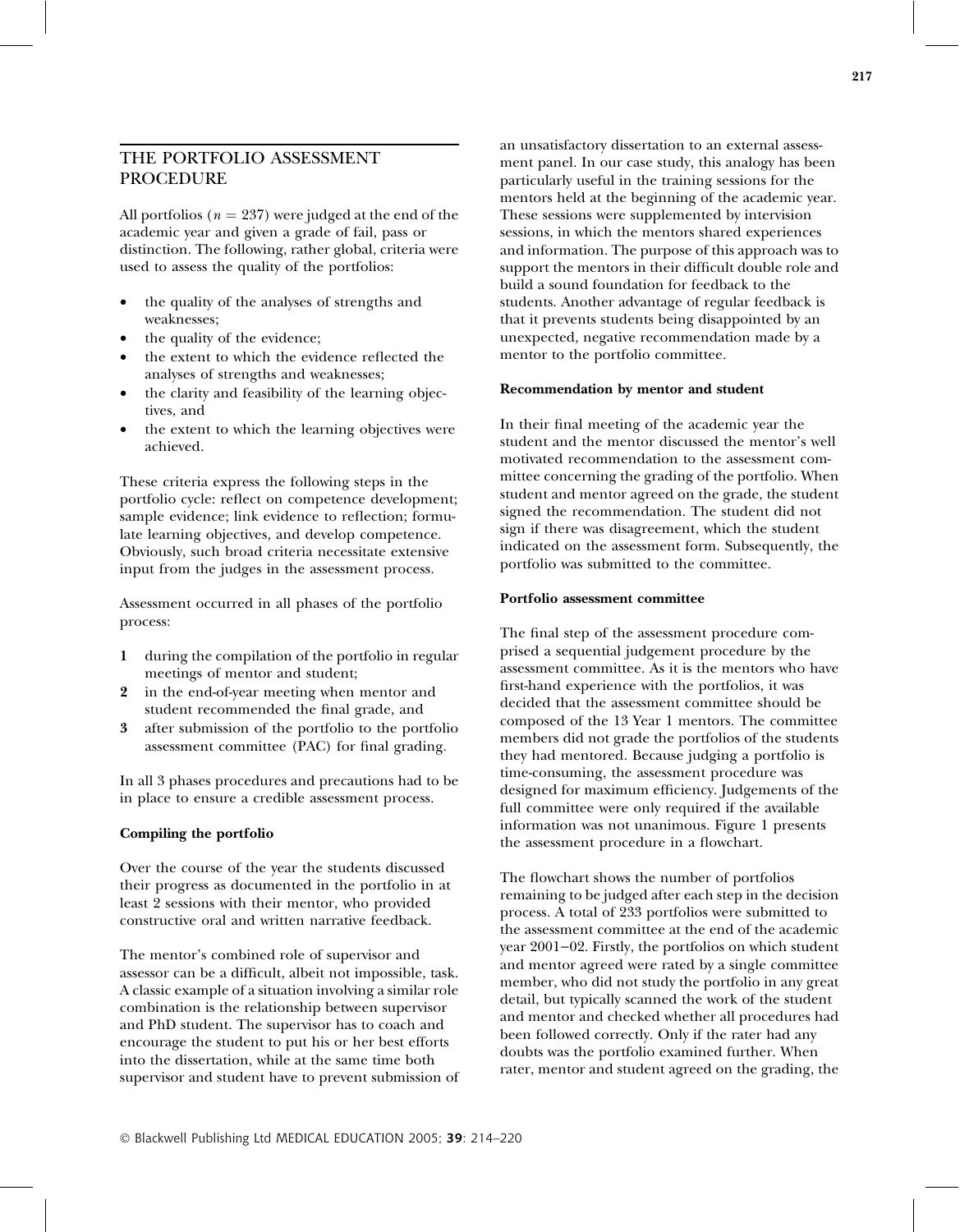## THE PORTFOLIO ASSESSMENT PROCEDURE

All portfolios ($n = 237$) were judged at the end of the academic year and given a grade of fail, pass or distinction. The following, rather global, criteria were used to assess the quality of the portfolios:

- the quality of the analyses of strengths and weaknesses;
- the quality of the evidence;
- the extent to which the evidence reflected the analyses of strengths and weaknesses;
- the clarity and feasibility of the learning objectives, and
- the extent to which the learning objectives were achieved.

These criteria express the following steps in the portfolio cycle: reflect on competence development; sample evidence; link evidence to reflection; formulate learning objectives, and develop competence. Obviously, such broad criteria necessitate extensive input from the judges in the assessment process.

Assessment occurred in all phases of the portfolio process:

1. during the compilation of the portfolio in regular meetings of mentor and student;
2. in the end-of-year meeting when mentor and student recommended the final grade, and
3. after submission of the portfolio to the portfolio assessment committee (PAC) for final grading.

In all 3 phases procedures and precautions had to be in place to ensure a credible assessment process.

### Compiling the portfolio

Over the course of the year the students discussed their progress as documented in the portfolio in at least 2 sessions with their mentor, who provided constructive oral and written narrative feedback.

The mentor's combined role of supervisor and assessor can be a difficult, albeit not impossible, task. A classic example of a situation involving a similar role combination is the relationship between supervisor and PhD student. The supervisor has to coach and encourage the student to put his or her best efforts into the dissertation, while at the same time both supervisor and student have to prevent submission of an unsatisfactory dissertation to an external assessment panel. In our case study, this analogy has been particularly useful in the training sessions for the mentors held at the beginning of the academic year. These sessions were supplemented by intervision sessions, in which the mentors shared experiences and information. The purpose of this approach was to support the mentors in their difficult double role and build a sound foundation for feedback to the students. Another advantage of regular feedback is that it prevents students being disappointed by an unexpected, negative recommendation made by a mentor to the portfolio committee.

### Recommendation by mentor and student

In their final meeting of the academic year the student and the mentor discussed the mentor's well motivated recommendation to the assessment committee concerning the grading of the portfolio. When student and mentor agreed on the grade, the student signed the recommendation. The student did not sign if there was disagreement, which the student indicated on the assessment form. Subsequently, the portfolio was submitted to the committee.

### Portfolio assessment committee

The final step of the assessment procedure comprised a sequential judgement procedure by the assessment committee. As it is the mentors who have first-hand experience with the portfolios, it was decided that the assessment committee should be composed of the 13 Year 1 mentors. The committee members did not grade the portfolios of the students they had mentored. Because judging a portfolio is time-consuming, the assessment procedure was designed for maximum efficiency. Judgements of the full committee were only required if the available information was not unanimous. Figure 1 presents the assessment procedure in a flowchart.

The flowchart shows the number of portfolios remaining to be judged after each step in the decision process. A total of 233 portfolios were submitted to the assessment committee at the end of the academic year 2001–02. Firstly, the portfolios on which student and mentor agreed were rated by a single committee member, who did not study the portfolio in any great detail, but typically scanned the work of the student and mentor and checked whether all procedures had been followed correctly. Only if the rater had any doubts was the portfolio examined further. When rater, mentor and student agreed on the grading, the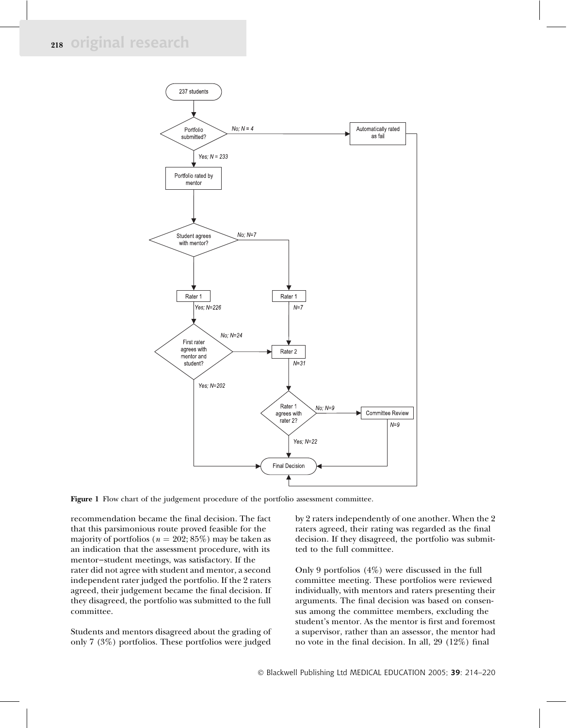**Figure 1** Flow chart of the judgement procedure of the portfolio assessment committee.

recommendation became the final decision. The fact that this parsimonious route proved feasible for the majority of portfolios ($n = 202$; 85%) may be taken as an indication that the assessment procedure, with its mentor–student meetings, was satisfactory. If the rater did not agree with student and mentor, a second independent rater judged the portfolio. If the 2 raters agreed, their judgement became the final decision. If they disagreed, the portfolio was submitted to the full committee.

Students and mentors disagreed about the grading of only 7 (3%) portfolios. These portfolios were judged by 2 raters independently of one another. When the 2 raters agreed, their rating was regarded as the final decision. If they disagreed, the portfolio was submitted to the full committee.

Only 9 portfolios (4%) were discussed in the full committee meeting. These portfolios were reviewed individually, with mentors and raters presenting their arguments. The final decision was based on consensus among the committee members, excluding the student's mentor. As the mentor is first and foremost a supervisor, rather than an assessor, the mentor had no vote in the final decision. In all, 29 (12%) final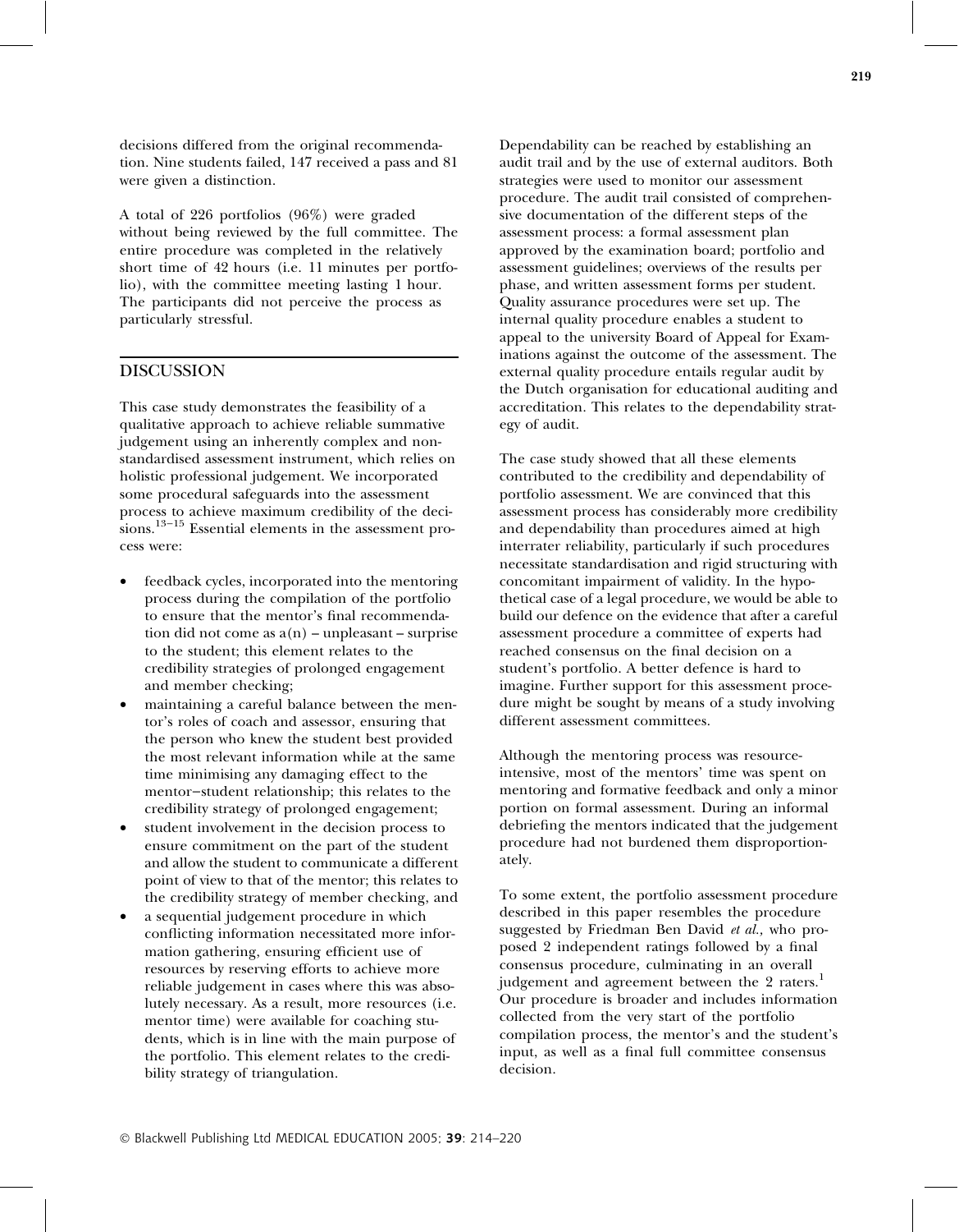decisions differed from the original recommendation. Nine students failed, 147 received a pass and 81 were given a distinction.

A total of 226 portfolios (96%) were graded without being reviewed by the full committee. The entire procedure was completed in the relatively short time of 42 hours (i.e. 11 minutes per portfolio), with the committee meeting lasting 1 hour. The participants did not perceive the process as particularly stressful.

## DISCUSSION

This case study demonstrates the feasibility of a qualitative approach to achieve reliable summative judgement using an inherently complex and non-standardised assessment instrument, which relies on holistic professional judgement. We incorporated some procedural safeguards into the assessment process to achieve maximum credibility of the decisions.[13–15] Essential elements in the assessment process were:

- feedback cycles, incorporated into the mentoring process during the compilation of the portfolio to ensure that the mentor's final recommendation did not come as a(n) – unpleasant – surprise to the student; this element relates to the credibility strategies of prolonged engagement and member checking;
- maintaining a careful balance between the mentor's roles of coach and assessor, ensuring that the person who knew the student best provided the most relevant information while at the same time minimising any damaging effect to the mentor–student relationship; this relates to the credibility strategy of prolonged engagement;
- student involvement in the decision process to ensure commitment on the part of the student and allow the student to communicate a different point of view to that of the mentor; this relates to the credibility strategy of member checking, and
- a sequential judgement procedure in which conflicting information necessitated more information gathering, ensuring efficient use of resources by reserving efforts to achieve more reliable judgement in cases where this was absolutely necessary. As a result, more resources (i.e. mentor time) were available for coaching students, which is in line with the main purpose of the portfolio. This element relates to the credibility strategy of triangulation.

Dependability can be reached by establishing an audit trail and by the use of external auditors. Both strategies were used to monitor our assessment procedure. The audit trail consisted of comprehensive documentation of the different steps of the assessment process: a formal assessment plan approved by the examination board; portfolio and assessment guidelines; overviews of the results per phase, and written assessment forms per student. Quality assurance procedures were set up. The internal quality procedure enables a student to appeal to the university Board of Appeal for Examinations against the outcome of the assessment. The external quality procedure entails regular audit by the Dutch organisation for educational auditing and accreditation. This relates to the dependability strategy of audit.

The case study showed that all these elements contributed to the credibility and dependability of portfolio assessment. We are convinced that this assessment process has considerably more credibility and dependability than procedures aimed at high interrater reliability, particularly if such procedures necessitate standardisation and rigid structuring with concomitant impairment of validity. In the hypothetical case of a legal procedure, we would be able to build our defence on the evidence that after a careful assessment procedure a committee of experts had reached consensus on the final decision on a student's portfolio. A better defence is hard to imagine. Further support for this assessment procedure might be sought by means of a study involving different assessment committees.

Although the mentoring process was resource-intensive, most of the mentors' time was spent on mentoring and formative feedback and only a minor portion on formal assessment. During an informal debriefing the mentors indicated that the judgement procedure had not burdened them disproportionately.

To some extent, the portfolio assessment procedure described in this paper resembles the procedure suggested by Friedman Ben David *et al.*, who proposed 2 independent ratings followed by a final consensus procedure, culminating in an overall judgement and agreement between the 2 raters.[1] Our procedure is broader and includes information collected from the very start of the portfolio compilation process, the mentor's and the student's input, as well as a final full committee consensus decision.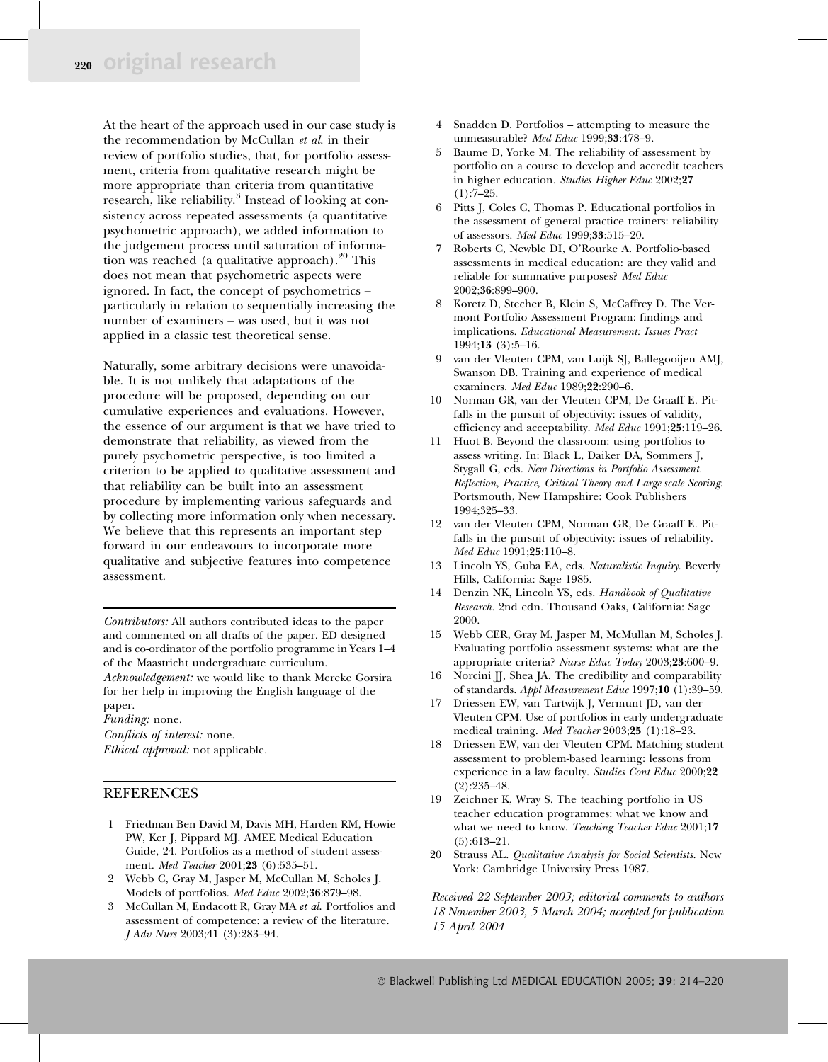At the heart of the approach used in our case study is the recommendation by McCullan *et al.* in their review of portfolio studies, that, for portfolio assessment, criteria from qualitative research might be more appropriate than criteria from quantitative research, like reliability.[3] Instead of looking at consistency across repeated assessments (a quantitative psychometric approach), we added information to the judgement process until saturation of information was reached (a qualitative approach).[20] This does not mean that psychometric aspects were ignored. In fact, the concept of psychometrics – particularly in relation to sequentially increasing the number of examiners – was used, but it was not applied in a classic test theoretical sense.

Naturally, some arbitrary decisions were unavoidable. It is not unlikely that adaptations of the procedure will be proposed, depending on our cumulative experiences and evaluations. However, the essence of our argument is that we have tried to demonstrate that reliability, as viewed from the purely psychometric perspective, is too limited a criterion to be applied to qualitative assessment and that reliability can be built into an assessment procedure by implementing various safeguards and by collecting more information only when necessary. We believe that this represents an important step forward in our endeavours to incorporate more qualitative and subjective features into competence assessment.

*Contributors:* All authors contributed ideas to the paper and commented on all drafts of the paper. ED designed and is co-ordinator of the portfolio programme in Years 1–4 of the Maastricht undergraduate curriculum.
*Acknowledgement:* we would like to thank Mereke Gorsira for her help in improving the English language of the paper.
*Funding:* none.
*Conflicts of interest:* none.
*Ethical approval:* not applicable.

## REFERENCES

1. Friedman Ben David M, Davis MH, Harden RM, Howie PW, Ker J, Pippard MJ. AMEE Medical Education Guide, 24. Portfolios as a method of student assessment. *Med Teacher* 2001;**23** (6):535–51.
2. Webb C, Gray M, Jasper M, McCullan M, Scholes J. Models of portfolios. *Med Educ* 2002;**36**:879–98.
3. McCullan M, Endacott R, Gray MA *et al.* Portfolios and assessment of competence: a review of the literature. *J Adv Nurs* 2003;**41** (3):283–94.
4. Snadden D. Portfolios – attempting to measure the unmeasurable? *Med Educ* 1999;**33**:478–9.
5. Baume D, Yorke M. The reliability of assessment by portfolio on a course to develop and accredit teachers in higher education. *Studies Higher Educ* 2002;**27** (1):7–25.
6. Pitts J, Coles C, Thomas P. Educational portfolios in the assessment of general practice trainers: reliability of assessors. *Med Educ* 1999;**33**:515–20.
7. Roberts C, Newble DI, O'Rourke A. Portfolio-based assessments in medical education: are they valid and reliable for summative purposes? *Med Educ* 2002;**36**:899–900.
8. Koretz D, Stecher B, Klein S, McCaffrey D. The Vermont Portfolio Assessment Program: findings and implications. *Educational Measurement: Issues Pract* 1994;**13** (3):5–16.
9. van der Vleuten CPM, van Luijk SJ, Ballegooijen AMJ, Swanson DB. Training and experience of medical examiners. *Med Educ* 1989;**22**:290–6.
10. Norman GR, van der Vleuten CPM, De Graaff E. Pitfalls in the pursuit of objectivity: issues of validity, efficiency and acceptability. *Med Educ* 1991;**25**:119–26.
11. Huot B. Beyond the classroom: using portfolios to assess writing. In: Black L, Daiker DA, Sommers J, Stygall G, eds. *New Directions in Portfolio Assessment. Reflection, Practice, Critical Theory and Large-scale Scoring.* Portsmouth, New Hampshire: Cook Publishers 1994;325–33.
12. van der Vleuten CPM, Norman GR, De Graaff E. Pitfalls in the pursuit of objectivity: issues of reliability. *Med Educ* 1991;**25**:110–8.
13. Lincoln YS, Guba EA, eds. *Naturalistic Inquiry.* Beverly Hills, California: Sage 1985.
14. Denzin NK, Lincoln YS, eds. *Handbook of Qualitative Research.* 2nd edn. Thousand Oaks, California: Sage 2000.
15. Webb CER, Gray M, Jasper M, McMullan M, Scholes J. Evaluating portfolio assessment systems: what are the appropriate criteria? *Nurse Educ Today* 2003;**23**:600–9.
16. Norcini JJ, Shea JA. The credibility and comparability of standards. *Appl Measurement Educ* 1997;**10** (1):39–59.
17. Driessen EW, van Tartwijk J, Vermunt JD, van der Vleuten CPM. Use of portfolios in early undergraduate medical training. *Med Teacher* 2003;**25** (1):18–23.
18. Driessen EW, van der Vleuten CPM. Matching student assessment to problem-based learning: lessons from experience in a law faculty. *Studies Cont Educ* 2000;**22** (2):235–48.
19. Zeichner K, Wray S. The teaching portfolio in US teacher education programmes: what we know and what we need to know. *Teaching Teacher Educ* 2001;**17** (5):613–21.
20. Strauss AL. *Qualitative Analysis for Social Scientists.* New York: Cambridge University Press 1987.

*Received 22 September 2003; editorial comments to authors 18 November 2003, 5 March 2004; accepted for publication 15 April 2004*